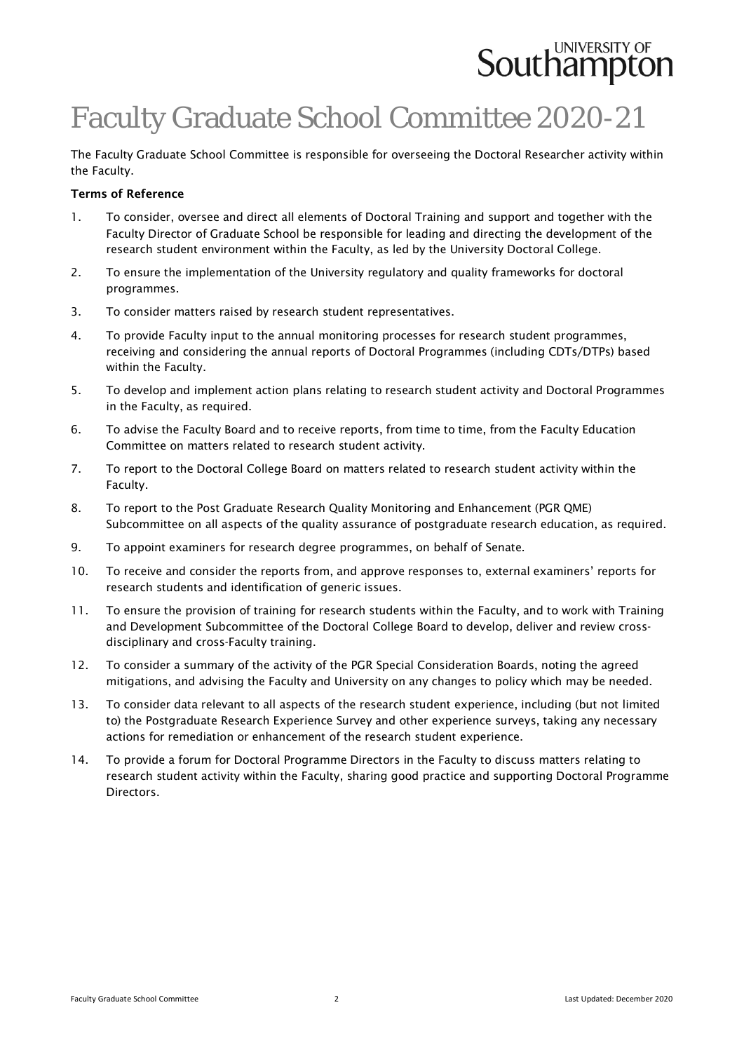# Faculty Graduate School Committee 2020-21

The Faculty Graduate School Committee is responsible for overseeing the Doctoral Researcher activity within the Faculty.

**Terms of Reference**

1. To consider, oversee and direct all elements of Doctoral Training and support and together with the Faculty Director of Graduate School be responsible for leading and directing the development of the research student environment within the Faculty, as led by the University Doctoral College.
2. To ensure the implementation of the University regulatory and quality frameworks for doctoral programmes.
3. To consider matters raised by research student representatives.
4. To provide Faculty input to the annual monitoring processes for research student programmes, receiving and considering the annual reports of Doctoral Programmes (including CDTs/DTPs) based within the Faculty.
5. To develop and implement action plans relating to research student activity and Doctoral Programmes in the Faculty, as required.
6. To advise the Faculty Board and to receive reports, from time to time, from the Faculty Education Committee on matters related to research student activity.
7. To report to the Doctoral College Board on matters related to research student activity within the Faculty.
8. To report to the Post Graduate Research Quality Monitoring and Enhancement (PGR QME) Subcommittee on all aspects of the quality assurance of postgraduate research education, as required.
9. To appoint examiners for research degree programmes, on behalf of Senate.
10. To receive and consider the reports from, and approve responses to, external examiners' reports for research students and identification of generic issues.
11. To ensure the provision of training for research students within the Faculty, and to work with Training and Development Subcommittee of the Doctoral College Board to develop, deliver and review cross-disciplinary and cross-Faculty training.
12. To consider a summary of the activity of the PGR Special Consideration Boards, noting the agreed mitigations, and advising the Faculty and University on any changes to policy which may be needed.
13. To consider data relevant to all aspects of the research student experience, including (but not limited to) the Postgraduate Research Experience Survey and other experience surveys, taking any necessary actions for remediation or enhancement of the research student experience.
14. To provide a forum for Doctoral Programme Directors in the Faculty to discuss matters relating to research student activity within the Faculty, sharing good practice and supporting Doctoral Programme Directors.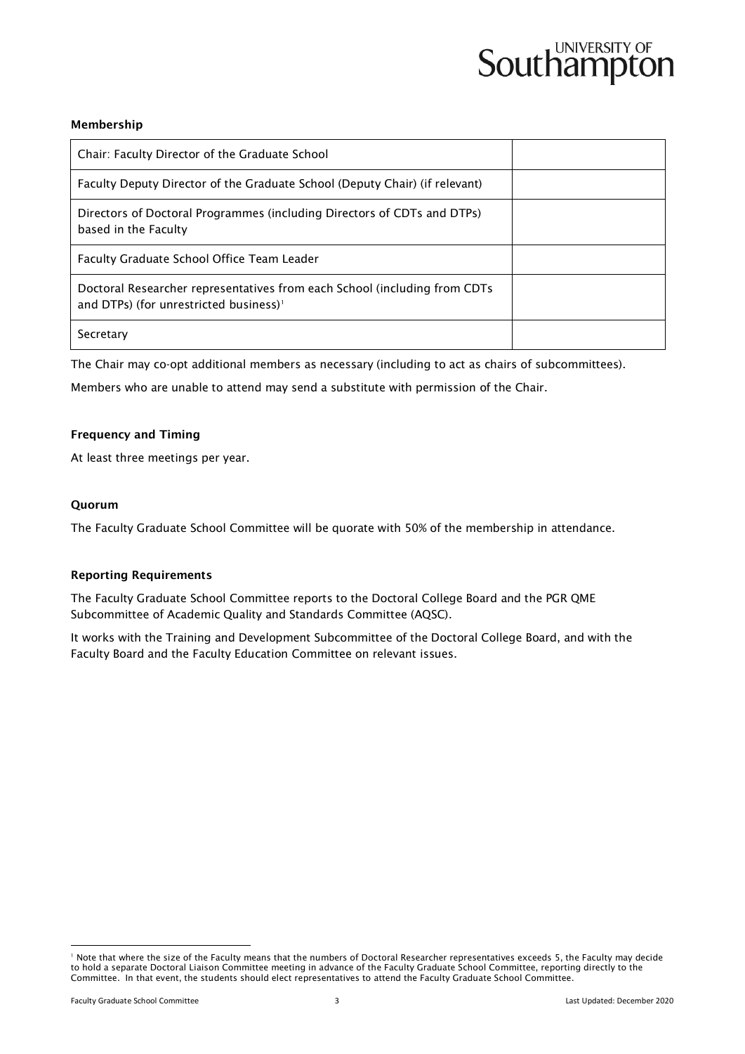### Membership

| | |
|---|---|
| Chair: Faculty Director of the Graduate School | |
| Faculty Deputy Director of the Graduate School (Deputy Chair) (if relevant) | |
| Directors of Doctoral Programmes (including Directors of CDTs and DTPs) based in the Faculty | |
| Faculty Graduate School Office Team Leader | |
| Doctoral Researcher representatives from each School (including from CDTs and DTPs) (for unrestricted business)[1] | |
| Secretary | |

The Chair may co-opt additional members as necessary (including to act as chairs of subcommittees).

Members who are unable to attend may send a substitute with permission of the Chair.

### Frequency and Timing

At least three meetings per year.

### Quorum

The Faculty Graduate School Committee will be quorate with 50% of the membership in attendance.

### Reporting Requirements

The Faculty Graduate School Committee reports to the Doctoral College Board and the PGR QME Subcommittee of Academic Quality and Standards Committee (AQSC).

It works with the Training and Development Subcommittee of the Doctoral College Board, and with the Faculty Board and the Faculty Education Committee on relevant issues.

---

[1] Note that where the size of the Faculty means that the numbers of Doctoral Researcher representatives exceeds 5, the Faculty may decide to hold a separate Doctoral Liaison Committee meeting in advance of the Faculty Graduate School Committee, reporting directly to the Committee. In that event, the students should elect representatives to attend the Faculty Graduate School Committee.